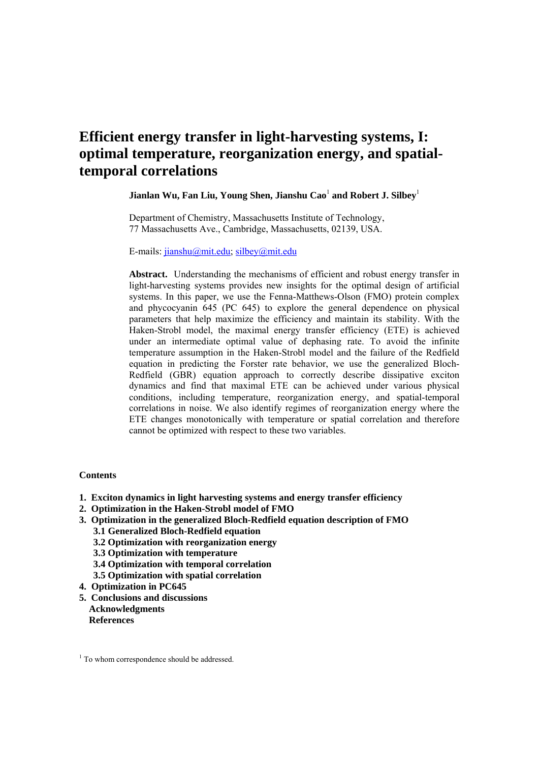# Efficient energy transfer in light-harvesting systems, I: optimal temperature, reorganization energy, and spatial-temporal correlations

**Jianlan Wu, Fan Liu, Young Shen, Jianshu Cao[1] and Robert J. Silbey[1]**

Department of Chemistry, Massachusetts Institute of Technology,
77 Massachusetts Ave., Cambridge, Massachusetts, 02139, USA.

E-mails: jianshu@mit.edu; silbey@mit.edu

**Abstract.** Understanding the mechanisms of efficient and robust energy transfer in light-harvesting systems provides new insights for the optimal design of artificial systems. In this paper, we use the Fenna-Matthews-Olson (FMO) protein complex and phycocyanin 645 (PC 645) to explore the general dependence on physical parameters that help maximize the efficiency and maintain its stability. With the Haken-Strobl model, the maximal energy transfer efficiency (ETE) is achieved under an intermediate optimal value of dephasing rate. To avoid the infinite temperature assumption in the Haken-Strobl model and the failure of the Redfield equation in predicting the Forster rate behavior, we use the generalized Bloch-Redfield (GBR) equation approach to correctly describe dissipative exciton dynamics and find that maximal ETE can be achieved under various physical conditions, including temperature, reorganization energy, and spatial-temporal correlations in noise. We also identify regimes of reorganization energy where the ETE changes monotonically with temperature or spatial correlation and therefore cannot be optimized with respect to these two variables.

**Contents**

1. **Exciton dynamics in light harvesting systems and energy transfer efficiency**
2. **Optimization in the Haken-Strobl model of FMO**
3. **Optimization in the generalized Bloch-Redfield equation description of FMO**
   - **3.1 Generalized Bloch-Redfield equation**
   - **3.2 Optimization with reorganization energy**
   - **3.3 Optimization with temperature**
   - **3.4 Optimization with temporal correlation**
   - **3.5 Optimization with spatial correlation**
4. **Optimization in PC645**
5. **Conclusions and discussions**
   - **Acknowledgments**
   - **References**

[1] To whom correspondence should be addressed.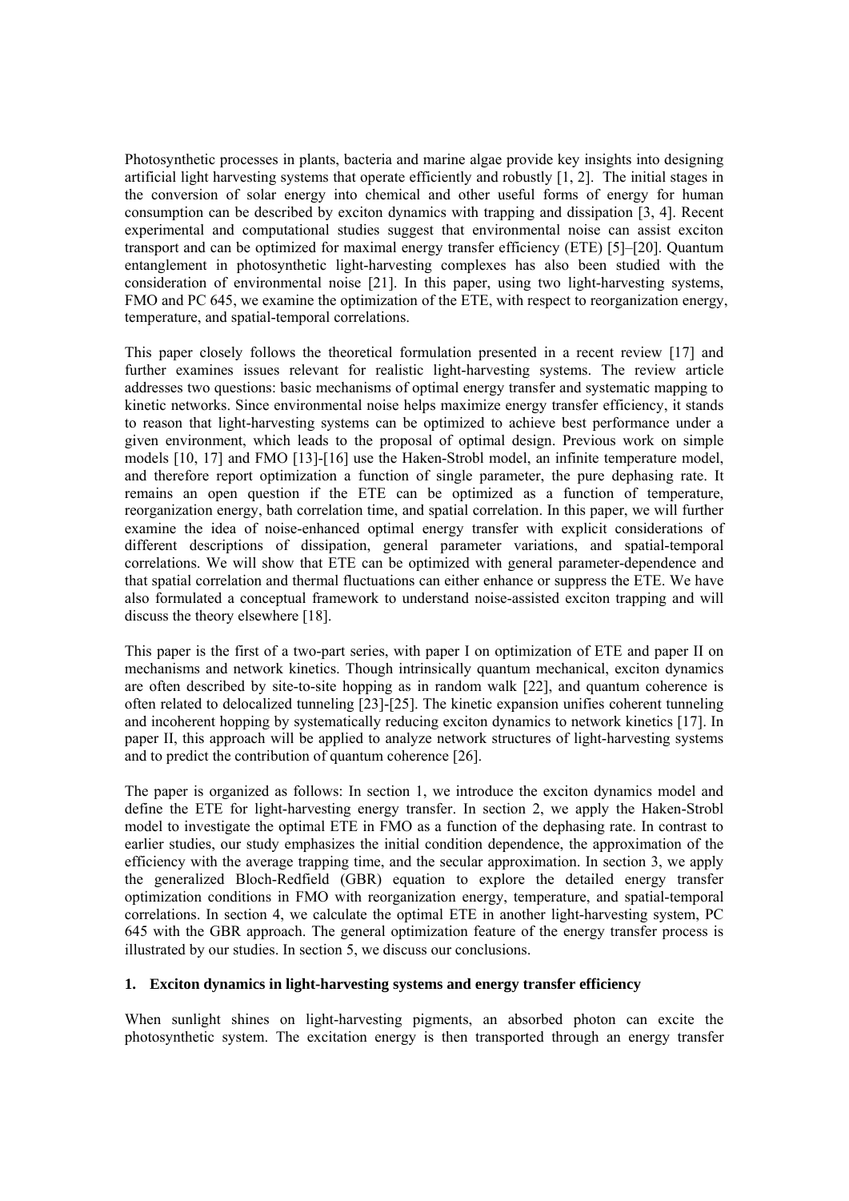Photosynthetic processes in plants, bacteria and marine algae provide key insights into designing artificial light harvesting systems that operate efficiently and robustly [1, 2]. The initial stages in the conversion of solar energy into chemical and other useful forms of energy for human consumption can be described by exciton dynamics with trapping and dissipation [3, 4]. Recent experimental and computational studies suggest that environmental noise can assist exciton transport and can be optimized for maximal energy transfer efficiency (ETE) [5]–[20]. Quantum entanglement in photosynthetic light-harvesting complexes has also been studied with the consideration of environmental noise [21]. In this paper, using two light-harvesting systems, FMO and PC 645, we examine the optimization of the ETE, with respect to reorganization energy, temperature, and spatial-temporal correlations.

This paper closely follows the theoretical formulation presented in a recent review [17] and further examines issues relevant for realistic light-harvesting systems. The review article addresses two questions: basic mechanisms of optimal energy transfer and systematic mapping to kinetic networks. Since environmental noise helps maximize energy transfer efficiency, it stands to reason that light-harvesting systems can be optimized to achieve best performance under a given environment, which leads to the proposal of optimal design. Previous work on simple models [10, 17] and FMO [13]-[16] use the Haken-Strobl model, an infinite temperature model, and therefore report optimization a function of single parameter, the pure dephasing rate. It remains an open question if the ETE can be optimized as a function of temperature, reorganization energy, bath correlation time, and spatial correlation. In this paper, we will further examine the idea of noise-enhanced optimal energy transfer with explicit considerations of different descriptions of dissipation, general parameter variations, and spatial-temporal correlations. We will show that ETE can be optimized with general parameter-dependence and that spatial correlation and thermal fluctuations can either enhance or suppress the ETE. We have also formulated a conceptual framework to understand noise-assisted exciton trapping and will discuss the theory elsewhere [18].

This paper is the first of a two-part series, with paper I on optimization of ETE and paper II on mechanisms and network kinetics. Though intrinsically quantum mechanical, exciton dynamics are often described by site-to-site hopping as in random walk [22], and quantum coherence is often related to delocalized tunneling [23]-[25]. The kinetic expansion unifies coherent tunneling and incoherent hopping by systematically reducing exciton dynamics to network kinetics [17]. In paper II, this approach will be applied to analyze network structures of light-harvesting systems and to predict the contribution of quantum coherence [26].

The paper is organized as follows: In section 1, we introduce the exciton dynamics model and define the ETE for light-harvesting energy transfer. In section 2, we apply the Haken-Strobl model to investigate the optimal ETE in FMO as a function of the dephasing rate. In contrast to earlier studies, our study emphasizes the initial condition dependence, the approximation of the efficiency with the average trapping time, and the secular approximation. In section 3, we apply the generalized Bloch-Redfield (GBR) equation to explore the detailed energy transfer optimization conditions in FMO with reorganization energy, temperature, and spatial-temporal correlations. In section 4, we calculate the optimal ETE in another light-harvesting system, PC 645 with the GBR approach. The general optimization feature of the energy transfer process is illustrated by our studies. In section 5, we discuss our conclusions.

## 1. Exciton dynamics in light-harvesting systems and energy transfer efficiency

When sunlight shines on light-harvesting pigments, an absorbed photon can excite the photosynthetic system. The excitation energy is then transported through an energy transfer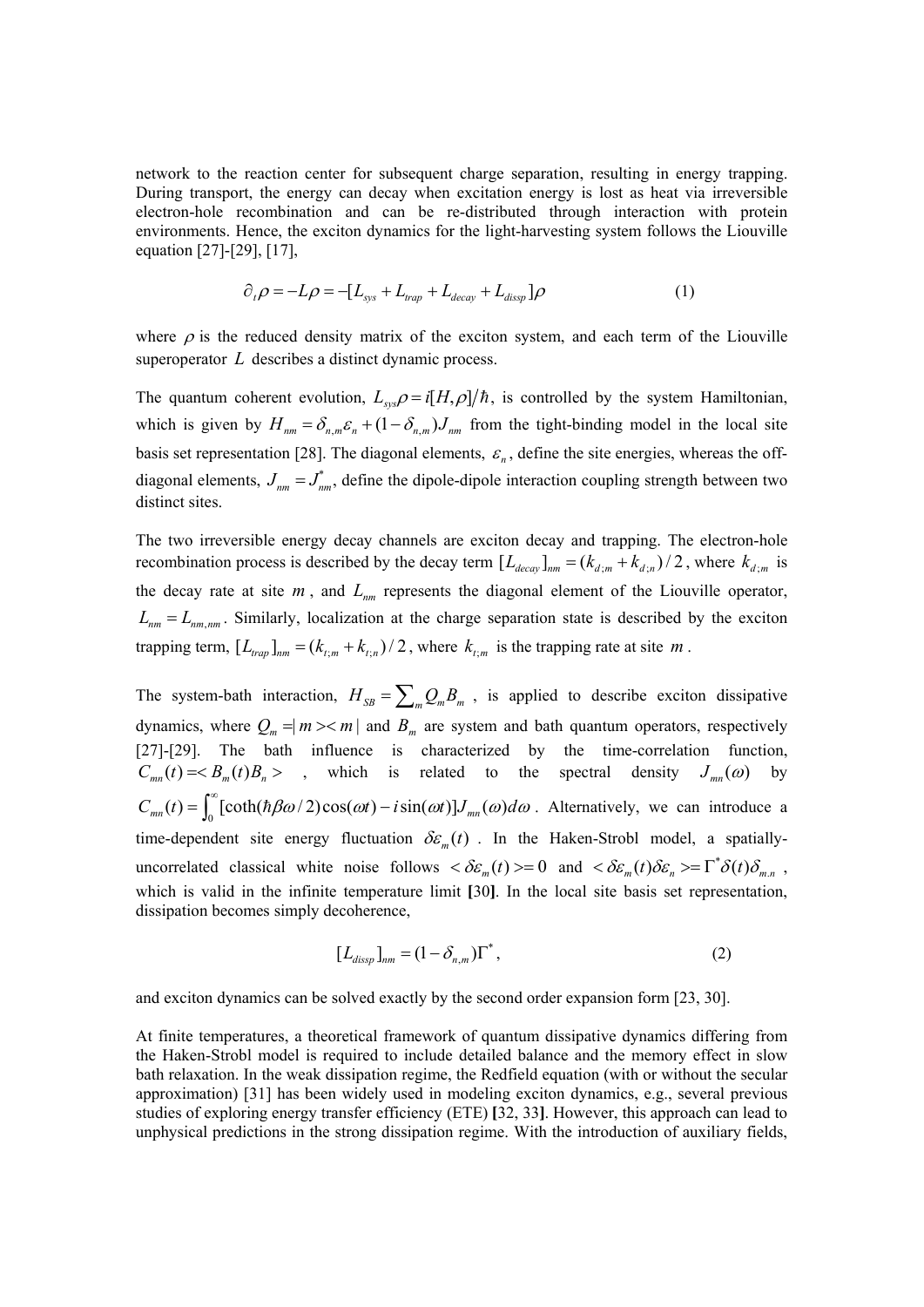network to the reaction center for subsequent charge separation, resulting in energy trapping. During transport, the energy can decay when excitation energy is lost as heat via irreversible electron-hole recombination and can be re-distributed through interaction with protein environments. Hence, the exciton dynamics for the light-harvesting system follows the Liouville equation [27]-[29], [17],

$$\partial_t \rho = -L\rho = -[L_{sys} + L_{trap} + L_{decay} + L_{dissp}]\rho \tag{1}$$

where $\rho$ is the reduced density matrix of the exciton system, and each term of the Liouville superoperator $L$ describes a distinct dynamic process.

The quantum coherent evolution, $L_{sys}\rho = i[H,\rho]/\hbar$, is controlled by the system Hamiltonian, which is given by $H_{nm} = \delta_{n,m}\varepsilon_n + (1-\delta_{n,m})J_{nm}$ from the tight-binding model in the local site basis set representation [28]. The diagonal elements, $\varepsilon_n$, define the site energies, whereas the off-diagonal elements, $J_{nm} = J^*_{nm}$, define the dipole-dipole interaction coupling strength between two distinct sites.

The two irreversible energy decay channels are exciton decay and trapping. The electron-hole recombination process is described by the decay term $[L_{decay}]_{nm} = (k_{d;m} + k_{d;n})/2$, where $k_{d;m}$ is the decay rate at site $m$, and $L_{nm}$ represents the diagonal element of the Liouville operator, $L_{nm} = L_{nm,nm}$. Similarly, localization at the charge separation state is described by the exciton trapping term, $[L_{trap}]_{nm} = (k_{t;m} + k_{t;n})/2$, where $k_{t;m}$ is the trapping rate at site $m$.

The system-bath interaction, $H_{SB} = \sum_m Q_m B_m$, is applied to describe exciton dissipative dynamics, where $Q_m = |m\rangle\langle m|$ and $B_m$ are system and bath quantum operators, respectively [27]-[29]. The bath influence is characterized by the time-correlation function, $C_{mn}(t) = \langle B_m(t)B_n\rangle$, which is related to the spectral density $J_{mn}(\omega)$ by $C_{mn}(t) = \int_0^\infty [\coth(\hbar\beta\omega/2)\cos(\omega t) - i\sin(\omega t)]J_{mn}(\omega)d\omega$. Alternatively, we can introduce a time-dependent site energy fluctuation $\delta\varepsilon_m(t)$. In the Haken-Strobl model, a spatially-uncorrelated classical white noise follows $\langle\delta\varepsilon_m(t)\rangle = 0$ and $\langle\delta\varepsilon_m(t)\delta\varepsilon_n\rangle = \Gamma^*\delta(t)\delta_{m,n}$, which is valid in the infinite temperature limit **[**30**]**. In the local site basis set representation, dissipation becomes simply decoherence,

$$[L_{dissp}]_{nm} = (1-\delta_{n,m})\Gamma^*, \tag{2}$$

and exciton dynamics can be solved exactly by the second order expansion form [23, 30].

At finite temperatures, a theoretical framework of quantum dissipative dynamics differing from the Haken-Strobl model is required to include detailed balance and the memory effect in slow bath relaxation. In the weak dissipation regime, the Redfield equation (with or without the secular approximation) [31] has been widely used in modeling exciton dynamics, e.g., several previous studies of exploring energy transfer efficiency (ETE) **[**32, 33**]**. However, this approach can lead to unphysical predictions in the strong dissipation regime. With the introduction of auxiliary fields,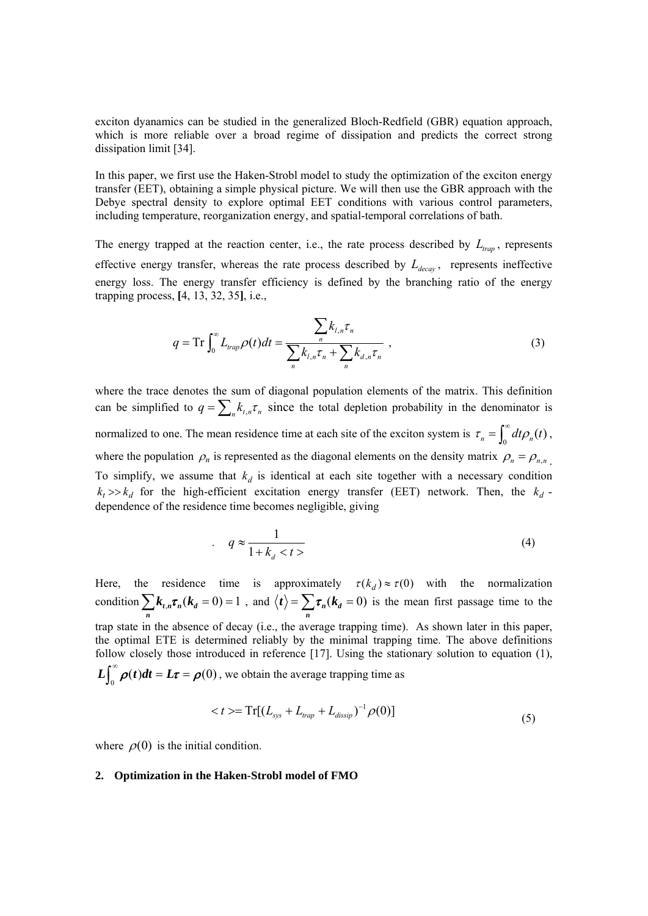exciton dyanamics can be studied in the generalized Bloch-Redfield (GBR) equation approach, which is more reliable over a broad regime of dissipation and predicts the correct strong dissipation limit [34].

In this paper, we first use the Haken-Strobl model to study the optimization of the exciton energy transfer (EET), obtaining a simple physical picture. We will then use the GBR approach with the Debye spectral density to explore optimal EET conditions with various control parameters, including temperature, reorganization energy, and spatial-temporal correlations of bath.

The energy trapped at the reaction center, i.e., the rate process described by $L_{trap}$, represents effective energy transfer, whereas the rate process described by $L_{decay}$, represents ineffective energy loss. The energy transfer efficiency is defined by the branching ratio of the energy trapping process, [4, 13, 32, 35], i.e.,

$$q = \mathrm{Tr}\int_0^\infty L_{trap}\rho(t)dt = \frac{\sum_n k_{l,n}\tau_n}{\sum_n k_{l,n}\tau_n + \sum_n k_{d,n}\tau_n}, \tag{3}$$

where the trace denotes the sum of diagonal population elements of the matrix. This definition can be simplified to $q = \sum_n k_{t,n}\tau_n$ since the total depletion probability in the denominator is normalized to one. The mean residence time at each site of the exciton system is $\tau_n = \int_0^\infty dt\rho_n(t)$, where the population $\rho_n$ is represented as the diagonal elements on the density matrix $\rho_n = \rho_{n,n}$. To simplify, we assume that $k_d$ is identical at each site together with a necessary condition $k_t >> k_d$ for the high-efficient excitation energy transfer (EET) network. Then, the $k_d$ -dependence of the residence time becomes negligible, giving

$$q \approx \frac{1}{1 + k_d < t >} \tag{4}$$

Here, the residence time is approximately $\tau(k_d) \approx \tau(0)$ with the normalization condition $\sum_n \boldsymbol{k_{t,n}\tau_n(k_d = 0) = 1}$, and $\langle \boldsymbol{t} \rangle = \sum_n \boldsymbol{\tau_n(k_d = 0)}$ is the mean first passage time to the trap state in the absence of decay (i.e., the average trapping time). As shown later in this paper, the optimal ETE is determined reliably by the minimal trapping time. The above definitions follow closely those introduced in reference [17]. Using the stationary solution to equation (1), $\boldsymbol{L\int_0^\infty \rho(t)dt = L\tau = \rho(0)}$, we obtain the average trapping time as

$$< t >= \mathrm{Tr}[(L_{sys} + L_{trap} + L_{dissip})^{-1}\rho(0)] \tag{5}$$

where $\rho(0)$ is the initial condition.

## 2. Optimization in the Haken-Strobl model of FMO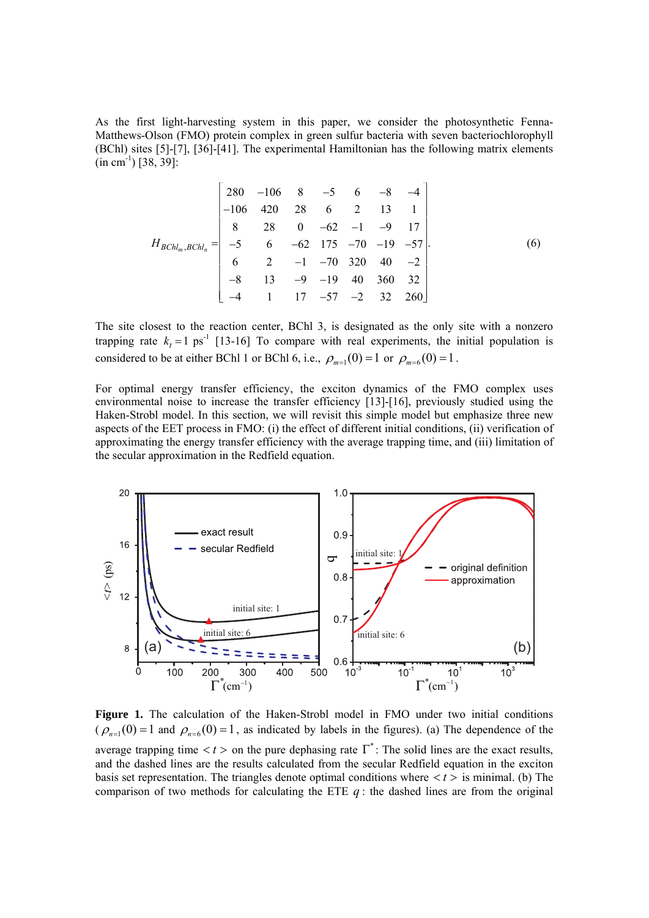As the first light-harvesting system in this paper, we consider the photosynthetic Fenna-Matthews-Olson (FMO) protein complex in green sulfur bacteria with seven bacteriochlorophyll (BChl) sites [5]-[7], [36]-[41]. The experimental Hamiltonian has the following matrix elements (in $\mathrm{cm}^{-1}$) [38, 39]:

$$H_{BChl_m,BChl_n} = \begin{bmatrix} 280 & -106 & 8 & -5 & 6 & -8 & -4 \\ -106 & 420 & 28 & 6 & 2 & 13 & 1 \\ 8 & 28 & 0 & -62 & -1 & -9 & 17 \\ -5 & 6 & -62 & 175 & -70 & -19 & -57 \\ 6 & 2 & -1 & -70 & 320 & 40 & -2 \\ -8 & 13 & -9 & -19 & 40 & 360 & 32 \\ -4 & 1 & 17 & -57 & -2 & 32 & 260 \end{bmatrix}. \tag{6}$$

The site closest to the reaction center, BChl 3, is designated as the only site with a nonzero trapping rate $k_t = 1$ $\mathrm{ps}^{-1}$ [13-16] To compare with real experiments, the initial population is considered to be at either BChl 1 or BChl 6, i.e., $\rho_{m=1}(0) = 1$ or $\rho_{m=6}(0) = 1$.

For optimal energy transfer efficiency, the exciton dynamics of the FMO complex uses environmental noise to increase the transfer efficiency [13]-[16], previously studied using the Haken-Strobl model. In this section, we will revisit this simple model but emphasize three new aspects of the EET process in FMO: (i) the effect of different initial conditions, (ii) verification of approximating the energy transfer efficiency with the average trapping time, and (iii) limitation of the secular approximation in the Redfield equation.

**Figure 1.** The calculation of the Haken-Strobl model in FMO under two initial conditions ($\rho_{n=1}(0) = 1$ and $\rho_{n=6}(0) = 1$, as indicated by labels in the figures). (a) The dependence of the average trapping time $<t>$ on the pure dephasing rate $\Gamma^*$: The solid lines are the exact results, and the dashed lines are the results calculated from the secular Redfield equation in the exciton basis set representation. The triangles denote optimal conditions where $<t>$ is minimal. (b) The comparison of two methods for calculating the ETE $q$: the dashed lines are from the original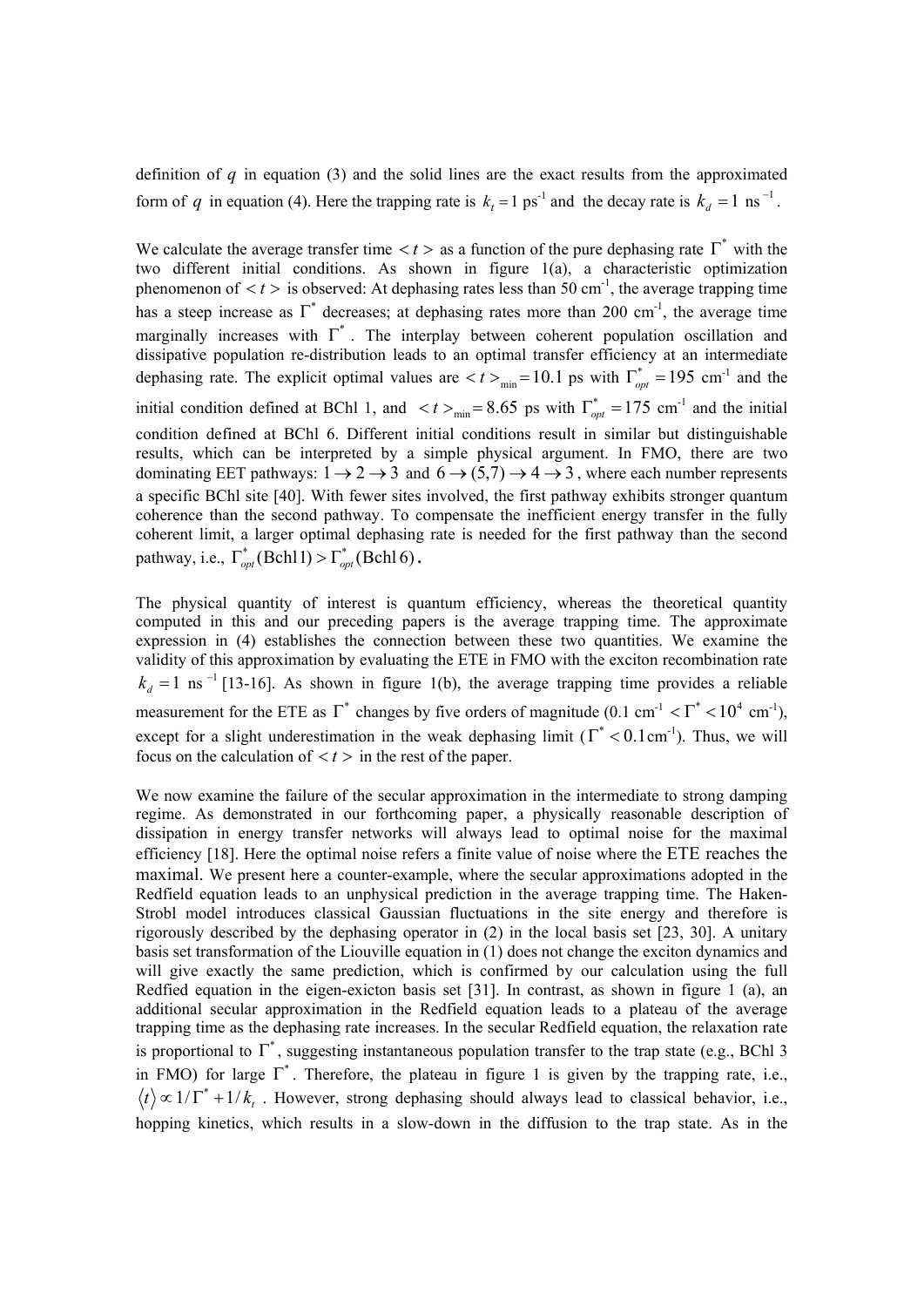definition of $q$ in equation (3) and the solid lines are the exact results from the approximated form of $q$ in equation (4). Here the trapping rate is $k_t = 1$ ps$^{-1}$ and the decay rate is $k_d = 1$ ns$^{-1}$.

We calculate the average transfer time $<t>$ as a function of the pure dephasing rate $\Gamma^*$ with the two different initial conditions. As shown in figure 1(a), a characteristic optimization phenomenon of $<t>$ is observed: At dephasing rates less than 50 cm$^{-1}$, the average trapping time has a steep increase as $\Gamma^*$ decreases; at dephasing rates more than 200 cm$^{-1}$, the average time marginally increases with $\Gamma^*$. The interplay between coherent population oscillation and dissipative population re-distribution leads to an optimal transfer efficiency at an intermediate dephasing rate. The explicit optimal values are $<t>_{\min} = 10.1$ ps with $\Gamma^*_{opt} = 195$ cm$^{-1}$ and the initial condition defined at BChl 1, and $<t>_{\min} = 8.65$ ps with $\Gamma^*_{opt} = 175$ cm$^{-1}$ and the initial condition defined at BChl 6. Different initial conditions result in similar but distinguishable results, which can be interpreted by a simple physical argument. In FMO, there are two dominating EET pathways: $1 \to 2 \to 3$ and $6 \to (5,7) \to 4 \to 3$, where each number represents a specific BChl site [40]. With fewer sites involved, the first pathway exhibits stronger quantum coherence than the second pathway. To compensate the inefficient energy transfer in the fully coherent limit, a larger optimal dephasing rate is needed for the first pathway than the second pathway, i.e., $\Gamma^*_{opt}(\text{Bchl}\,1) > \Gamma^*_{opt}(\text{Bchl}\,6)$.

The physical quantity of interest is quantum efficiency, whereas the theoretical quantity computed in this and our preceding papers is the average trapping time. The approximate expression in (4) establishes the connection between these two quantities. We examine the validity of this approximation by evaluating the ETE in FMO with the exciton recombination rate $k_d = 1$ ns$^{-1}$ [13-16]. As shown in figure 1(b), the average trapping time provides a reliable measurement for the ETE as $\Gamma^*$ changes by five orders of magnitude (0.1 cm$^{-1}$ $< \Gamma^* < 10^4$ cm$^{-1}$), except for a slight underestimation in the weak dephasing limit ($\Gamma^* < 0.1$cm$^{-1}$). Thus, we will focus on the calculation of $<t>$ in the rest of the paper.

We now examine the failure of the secular approximation in the intermediate to strong damping regime. As demonstrated in our forthcoming paper, a physically reasonable description of dissipation in energy transfer networks will always lead to optimal noise for the maximal efficiency [18]. Here the optimal noise refers a finite value of noise where the ETE reaches the maximal. We present here a counter-example, where the secular approximations adopted in the Redfield equation leads to an unphysical prediction in the average trapping time. The Haken-Strobl model introduces classical Gaussian fluctuations in the site energy and therefore is rigorously described by the dephasing operator in (2) in the local basis set [23, 30]. A unitary basis set transformation of the Liouville equation in (1) does not change the exciton dynamics and will give exactly the same prediction, which is confirmed by our calculation using the full Redfied equation in the eigen-exicton basis set [31]. In contrast, as shown in figure 1 (a), an additional secular approximation in the Redfield equation leads to a plateau of the average trapping time as the dephasing rate increases. In the secular Redfield equation, the relaxation rate is proportional to $\Gamma^*$, suggesting instantaneous population transfer to the trap state (e.g., BChl 3 in FMO) for large $\Gamma^*$. Therefore, the plateau in figure 1 is given by the trapping rate, i.e., $\langle t \rangle \propto 1/\Gamma^* + 1/k_t$. However, strong dephasing should always lead to classical behavior, i.e., hopping kinetics, which results in a slow-down in the diffusion to the trap state. As in the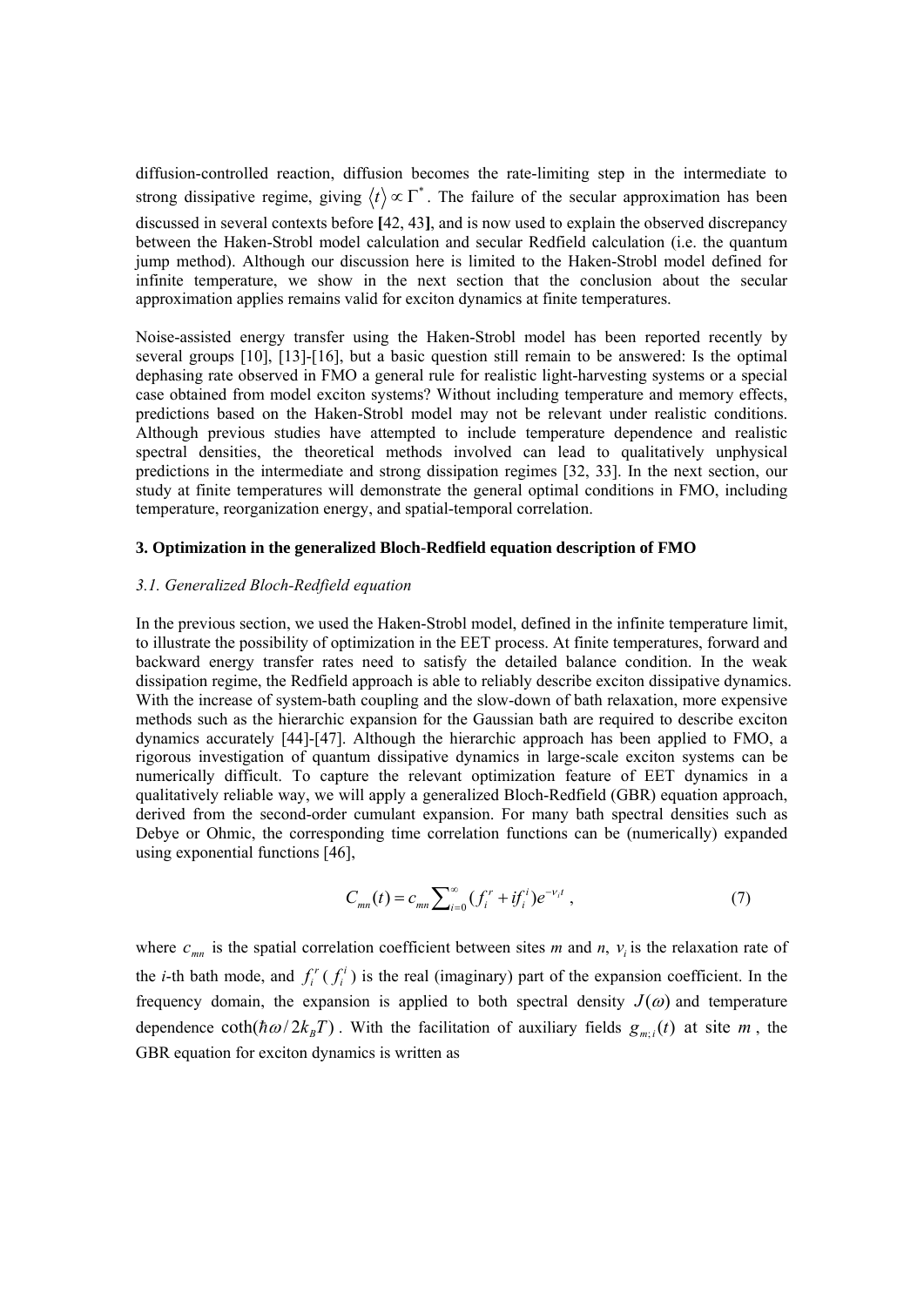diffusion-controlled reaction, diffusion becomes the rate-limiting step in the intermediate to strong dissipative regime, giving $\langle t \rangle \propto \Gamma^*$. The failure of the secular approximation has been discussed in several contexts before [42, 43], and is now used to explain the observed discrepancy between the Haken-Strobl model calculation and secular Redfield calculation (i.e. the quantum jump method). Although our discussion here is limited to the Haken-Strobl model defined for infinite temperature, we show in the next section that the conclusion about the secular approximation applies remains valid for exciton dynamics at finite temperatures.

Noise-assisted energy transfer using the Haken-Strobl model has been reported recently by several groups [10], [13]-[16], but a basic question still remain to be answered: Is the optimal dephasing rate observed in FMO a general rule for realistic light-harvesting systems or a special case obtained from model exciton systems? Without including temperature and memory effects, predictions based on the Haken-Strobl model may not be relevant under realistic conditions. Although previous studies have attempted to include temperature dependence and realistic spectral densities, the theoretical methods involved can lead to qualitatively unphysical predictions in the intermediate and strong dissipation regimes [32, 33]. In the next section, our study at finite temperatures will demonstrate the general optimal conditions in FMO, including temperature, reorganization energy, and spatial-temporal correlation.

### 3. Optimization in the generalized Bloch-Redfield equation description of FMO

#### *3.1. Generalized Bloch-Redfield equation*

In the previous section, we used the Haken-Strobl model, defined in the infinite temperature limit, to illustrate the possibility of optimization in the EET process. At finite temperatures, forward and backward energy transfer rates need to satisfy the detailed balance condition. In the weak dissipation regime, the Redfield approach is able to reliably describe exciton dissipative dynamics. With the increase of system-bath coupling and the slow-down of bath relaxation, more expensive methods such as the hierarchic expansion for the Gaussian bath are required to describe exciton dynamics accurately [44]-[47]. Although the hierarchic approach has been applied to FMO, a rigorous investigation of quantum dissipative dynamics in large-scale exciton systems can be numerically difficult. To capture the relevant optimization feature of EET dynamics in a qualitatively reliable way, we will apply a generalized Bloch-Redfield (GBR) equation approach, derived from the second-order cumulant expansion. For many bath spectral densities such as Debye or Ohmic, the corresponding time correlation functions can be (numerically) expanded using exponential functions [46],

$$C_{mn}(t) = c_{mn} \sum_{i=0}^{\infty} (f_i^r + i f_i^i) e^{-\nu_i t} \, , \tag{7}$$

where $c_{mn}$ is the spatial correlation coefficient between sites $m$ and $n$, $\nu_i$ is the relaxation rate of the $i$-th bath mode, and $f_i^r$ ($f_i^i$) is the real (imaginary) part of the expansion coefficient. In the frequency domain, the expansion is applied to both spectral density $J(\omega)$ and temperature dependence $\coth(\hbar\omega / 2k_B T)$. With the facilitation of auxiliary fields $g_{m;i}(t)$ at site $m$, the GBR equation for exciton dynamics is written as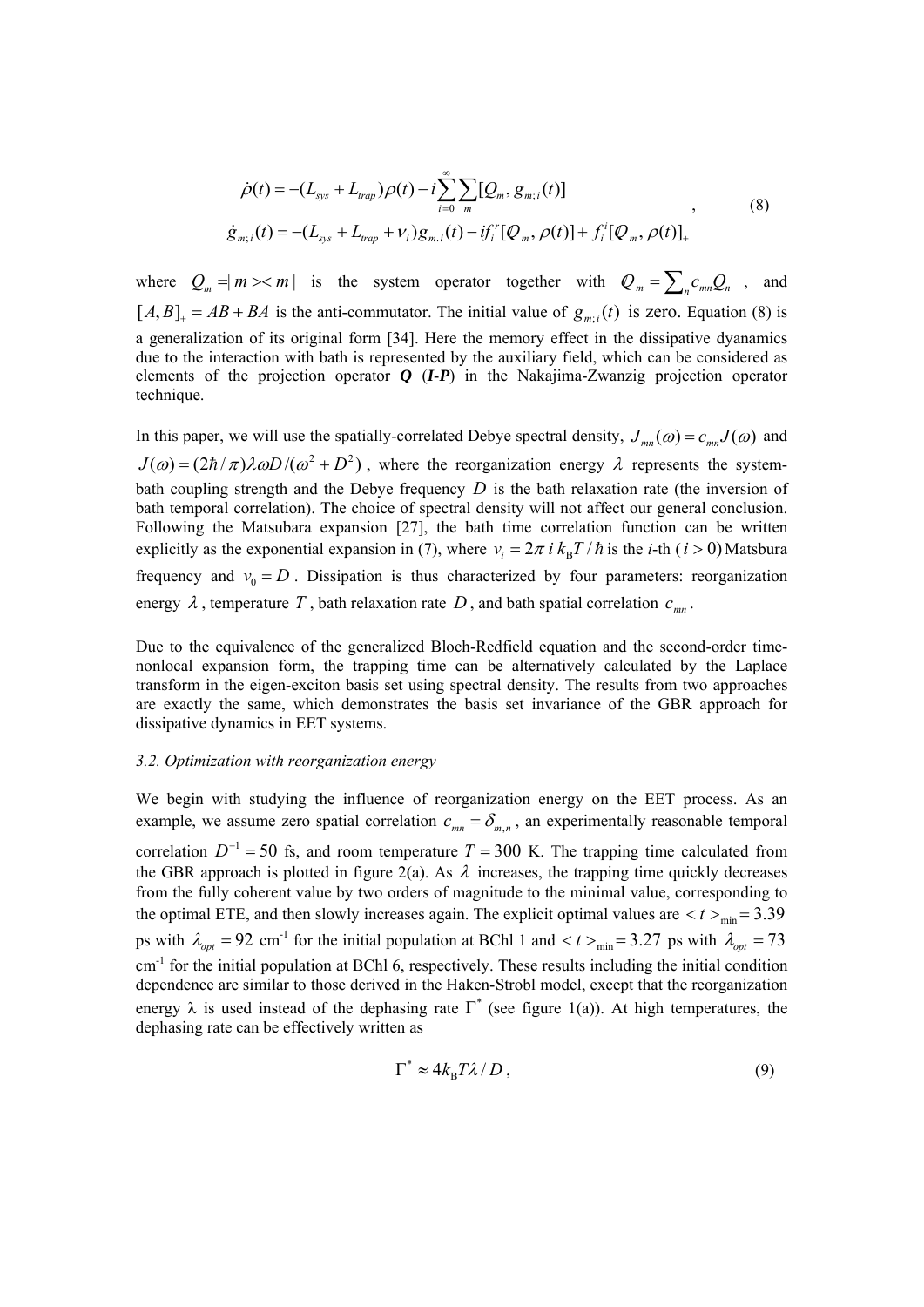$$
\begin{aligned}
\dot{\rho}(t) &= -(L_{sys} + L_{trap})\rho(t) - i\sum_{i=0}^{\infty}\sum_{m}[Q_m, g_{m;i}(t)] \\
\dot{g}_{m;i}(t) &= -(L_{sys} + L_{trap} + \nu_i)g_{m.i}(t) - i f_i^r[\mathcal{Q}_m, \rho(t)] + f_i^i[\mathcal{Q}_m, \rho(t)]_+
\end{aligned}
\quad , \tag{8}
$$

where $Q_m = |m\rangle\langle m|$ is the system operator together with $\mathcal{Q}_m = \sum_n c_{mn} Q_n$, and $[A, B]_+ = AB + BA$ is the anti-commutator. The initial value of $g_{m;i}(t)$ is zero. Equation (8) is a generalization of its original form [34]. Here the memory effect in the dissipative dyanamics due to the interaction with bath is represented by the auxiliary field, which can be considered as elements of the projection operator $\boldsymbol{Q}$ ($\boldsymbol{I}$-$\boldsymbol{P}$) in the Nakajima-Zwanzig projection operator technique.

In this paper, we will use the spatially-correlated Debye spectral density, $J_{mn}(\omega) = c_{mn}J(\omega)$ and $J(\omega) = (2\hbar/\pi)\lambda\omega D/(\omega^2 + D^2)$, where the reorganization energy $\lambda$ represents the system-bath coupling strength and the Debye frequency $D$ is the bath relaxation rate (the inversion of bath temporal correlation). The choice of spectral density will not affect our general conclusion. Following the Matsubara expansion [27], the bath time correlation function can be written explicitly as the exponential expansion in (7), where $\nu_i = 2\pi\, i\, k_B T/\hbar$ is the *i*-th ($i > 0$) Matsbura frequency and $\nu_0 = D$. Dissipation is thus characterized by four parameters: reorganization energy $\lambda$, temperature $T$, bath relaxation rate $D$, and bath spatial correlation $c_{mn}$.

Due to the equivalence of the generalized Bloch-Redfield equation and the second-order time-nonlocal expansion form, the trapping time can be alternatively calculated by the Laplace transform in the eigen-exciton basis set using spectral density. The results from two approaches are exactly the same, which demonstrates the basis set invariance of the GBR approach for dissipative dynamics in EET systems.

### *3.2. Optimization with reorganization energy*

We begin with studying the influence of reorganization energy on the EET process. As an example, we assume zero spatial correlation $c_{mn} = \delta_{m,n}$, an experimentally reasonable temporal correlation $D^{-1} = 50$ fs, and room temperature $T = 300$ K. The trapping time calculated from the GBR approach is plotted in figure 2(a). As $\lambda$ increases, the trapping time quickly decreases from the fully coherent value by two orders of magnitude to the minimal value, corresponding to the optimal ETE, and then slowly increases again. The explicit optimal values are $\langle t \rangle_{\min} = 3.39$ ps with $\lambda_{opt} = 92$ cm$^{-1}$ for the initial population at BChl 1 and $\langle t \rangle_{\min} = 3.27$ ps with $\lambda_{opt} = 73$ cm$^{-1}$ for the initial population at BChl 6, respectively. These results including the initial condition dependence are similar to those derived in the Haken-Strobl model, except that the reorganization energy $\lambda$ is used instead of the dephasing rate $\Gamma^*$ (see figure 1(a)). At high temperatures, the dephasing rate can be effectively written as

$$
\Gamma^* \approx 4k_B T\lambda / D\,, \tag{9}
$$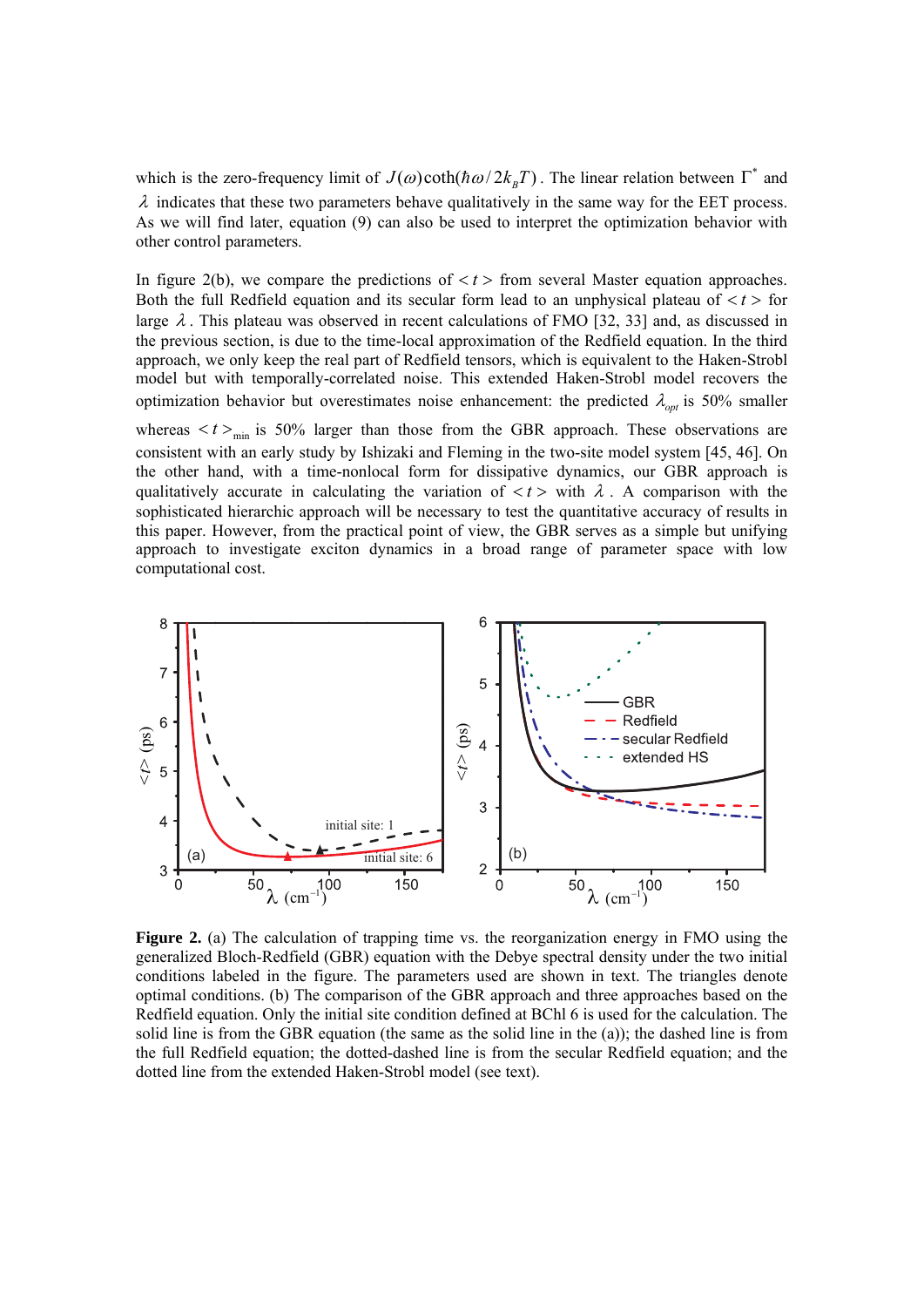which is the zero-frequency limit of $J(\omega)\coth(\hbar\omega/2k_BT)$. The linear relation between $\Gamma^*$ and $\lambda$ indicates that these two parameters behave qualitatively in the same way for the EET process. As we will find later, equation (9) can also be used to interpret the optimization behavior with other control parameters.

In figure 2(b), we compare the predictions of $<t>$ from several Master equation approaches. Both the full Redfield equation and its secular form lead to an unphysical plateau of $<t>$ for large $\lambda$. This plateau was observed in recent calculations of FMO [32, 33] and, as discussed in the previous section, is due to the time-local approximation of the Redfield equation. In the third approach, we only keep the real part of Redfield tensors, which is equivalent to the Haken-Strobl model but with temporally-correlated noise. This extended Haken-Strobl model recovers the optimization behavior but overestimates noise enhancement: the predicted $\lambda_{opt}$ is 50% smaller whereas $<t>_{\min}$ is 50% larger than those from the GBR approach. These observations are consistent with an early study by Ishizaki and Fleming in the two-site model system [45, 46]. On the other hand, with a time-nonlocal form for dissipative dynamics, our GBR approach is qualitatively accurate in calculating the variation of $<t>$ with $\lambda$. A comparison with the sophisticated hierarchic approach will be necessary to test the quantitative accuracy of results in this paper. However, from the practical point of view, the GBR serves as a simple but unifying approach to investigate exciton dynamics in a broad range of parameter space with low computational cost.

**Figure 2.** (a) The calculation of trapping time vs. the reorganization energy in FMO using the generalized Bloch-Redfield (GBR) equation with the Debye spectral density under the two initial conditions labeled in the figure. The parameters used are shown in text. The triangles denote optimal conditions. (b) The comparison of the GBR approach and three approaches based on the Redfield equation. Only the initial site condition defined at BChl 6 is used for the calculation. The solid line is from the GBR equation (the same as the solid line in the (a)); the dashed line is from the full Redfield equation; the dotted-dashed line is from the secular Redfield equation; and the dotted line from the extended Haken-Strobl model (see text).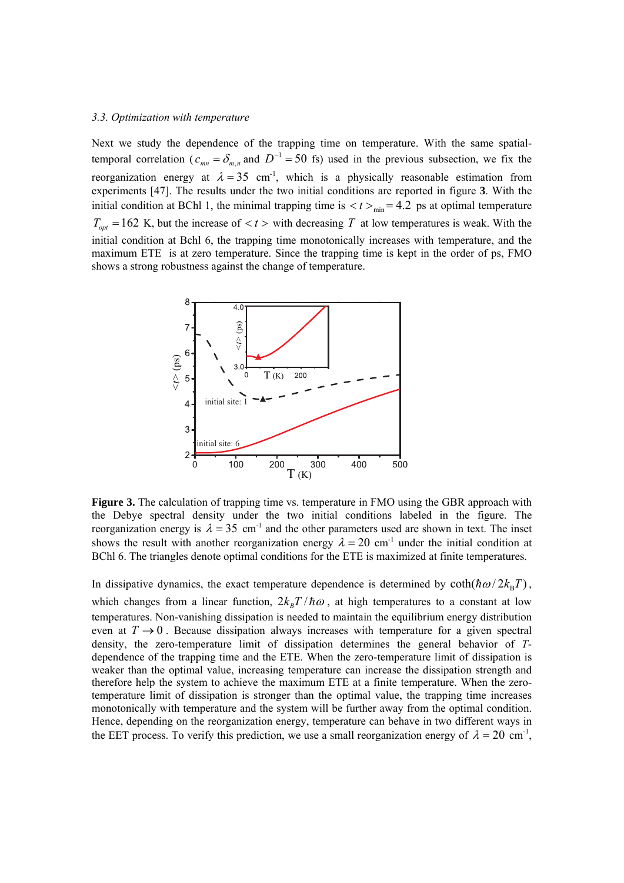*3.3. Optimization with temperature*

Next we study the dependence of the trapping time on temperature. With the same spatial-temporal correlation ($c_{mn} = \delta_{m,n}$ and $D^{-1} = 50$ fs) used in the previous subsection, we fix the reorganization energy at $\lambda = 35$ cm$^{-1}$, which is a physically reasonable estimation from experiments [47]. The results under the two initial conditions are reported in figure **3**. With the initial condition at BChl 1, the minimal trapping time is $<t>_{\min} = 4.2$ ps at optimal temperature $T_{opt} = 162$ K, but the increase of $<t>$ with decreasing $T$ at low temperatures is weak. With the initial condition at Bchl 6, the trapping time monotonically increases with temperature, and the maximum ETE is at zero temperature. Since the trapping time is kept in the order of ps, FMO shows a strong robustness against the change of temperature.

**Figure 3.** The calculation of trapping time vs. temperature in FMO using the GBR approach with the Debye spectral density under the two initial conditions labeled in the figure. The reorganization energy is $\lambda = 35$ cm$^{-1}$ and the other parameters used are shown in text. The inset shows the result with another reorganization energy $\lambda = 20$ cm$^{-1}$ under the initial condition at BChl 6. The triangles denote optimal conditions for the ETE is maximized at finite temperatures.

In dissipative dynamics, the exact temperature dependence is determined by $\coth(\hbar\omega / 2k_{\text{B}}T)$, which changes from a linear function, $2k_B T / \hbar\omega$, at high temperatures to a constant at low temperatures. Non-vanishing dissipation is needed to maintain the equilibrium energy distribution even at $T \to 0$. Because dissipation always increases with temperature for a given spectral density, the zero-temperature limit of dissipation determines the general behavior of $T$-dependence of the trapping time and the ETE. When the zero-temperature limit of dissipation is weaker than the optimal value, increasing temperature can increase the dissipation strength and therefore help the system to achieve the maximum ETE at a finite temperature. When the zero-temperature limit of dissipation is stronger than the optimal value, the trapping time increases monotonically with temperature and the system will be further away from the optimal condition. Hence, depending on the reorganization energy, temperature can behave in two different ways in the EET process. To verify this prediction, we use a small reorganization energy of $\lambda = 20$ cm$^{-1}$,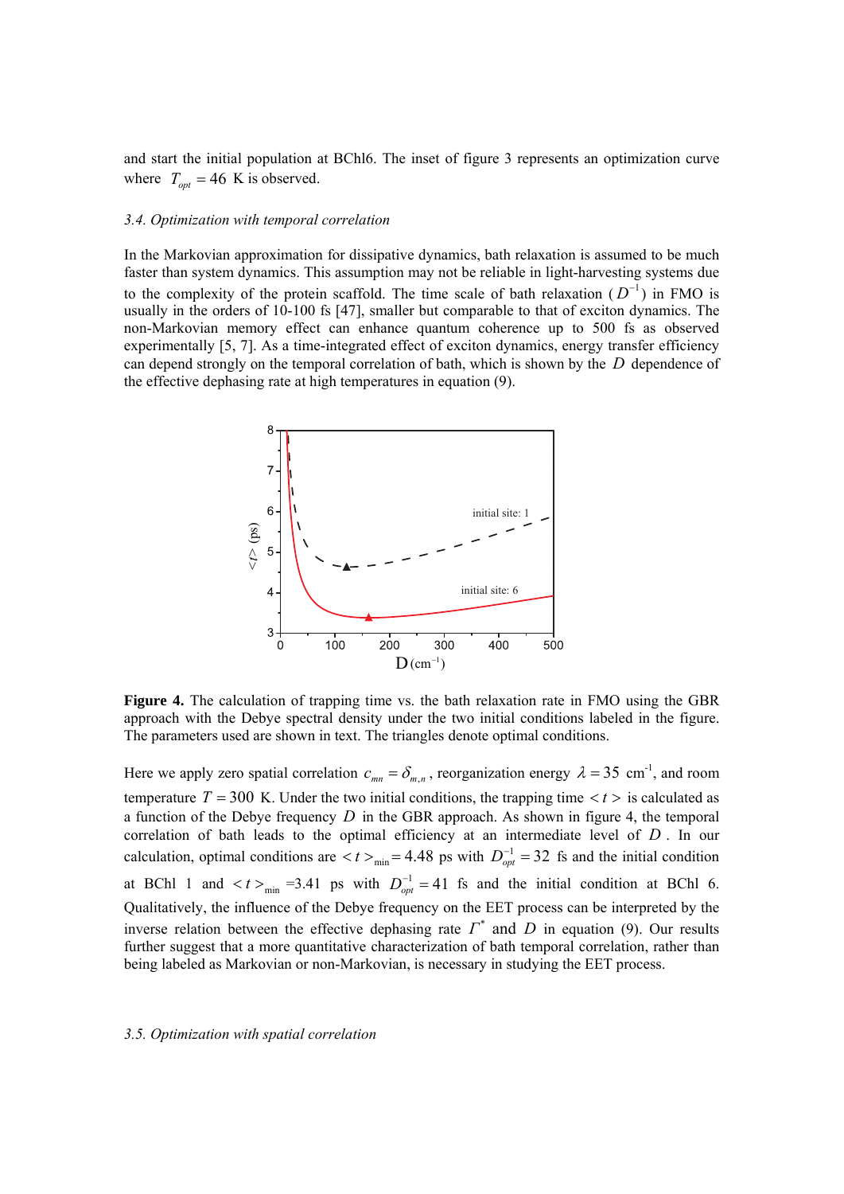and start the initial population at BChl6. The inset of figure 3 represents an optimization curve where $T_{opt} = 46$ K is observed.

### 3.4. Optimization with temporal correlation

In the Markovian approximation for dissipative dynamics, bath relaxation is assumed to be much faster than system dynamics. This assumption may not be reliable in light-harvesting systems due to the complexity of the protein scaffold. The time scale of bath relaxation ($D^{-1}$) in FMO is usually in the orders of 10-100 fs [47], smaller but comparable to that of exciton dynamics. The non-Markovian memory effect can enhance quantum coherence up to 500 fs as observed experimentally [5, 7]. As a time-integrated effect of exciton dynamics, energy transfer efficiency can depend strongly on the temporal correlation of bath, which is shown by the $D$ dependence of the effective dephasing rate at high temperatures in equation (9).

**Figure 4.** The calculation of trapping time vs. the bath relaxation rate in FMO using the GBR approach with the Debye spectral density under the two initial conditions labeled in the figure. The parameters used are shown in text. The triangles denote optimal conditions.

Here we apply zero spatial correlation $c_{mn} = \delta_{m,n}$, reorganization energy $\lambda = 35$ cm$^{-1}$, and room temperature $T = 300$ K. Under the two initial conditions, the trapping time $< t >$ is calculated as a function of the Debye frequency $D$ in the GBR approach. As shown in figure 4, the temporal correlation of bath leads to the optimal efficiency at an intermediate level of $D$. In our calculation, optimal conditions are $< t >_{\min} = 4.48$ ps with $D_{opt}^{-1} = 32$ fs and the initial condition at BChl 1 and $< t >_{\min} = 3.41$ ps with $D_{opt}^{-1} = 41$ fs and the initial condition at BChl 6. Qualitatively, the influence of the Debye frequency on the EET process can be interpreted by the inverse relation between the effective dephasing rate $\Gamma^*$ and $D$ in equation (9). Our results further suggest that a more quantitative characterization of bath temporal correlation, rather than being labeled as Markovian or non-Markovian, is necessary in studying the EET process.

### 3.5. Optimization with spatial correlation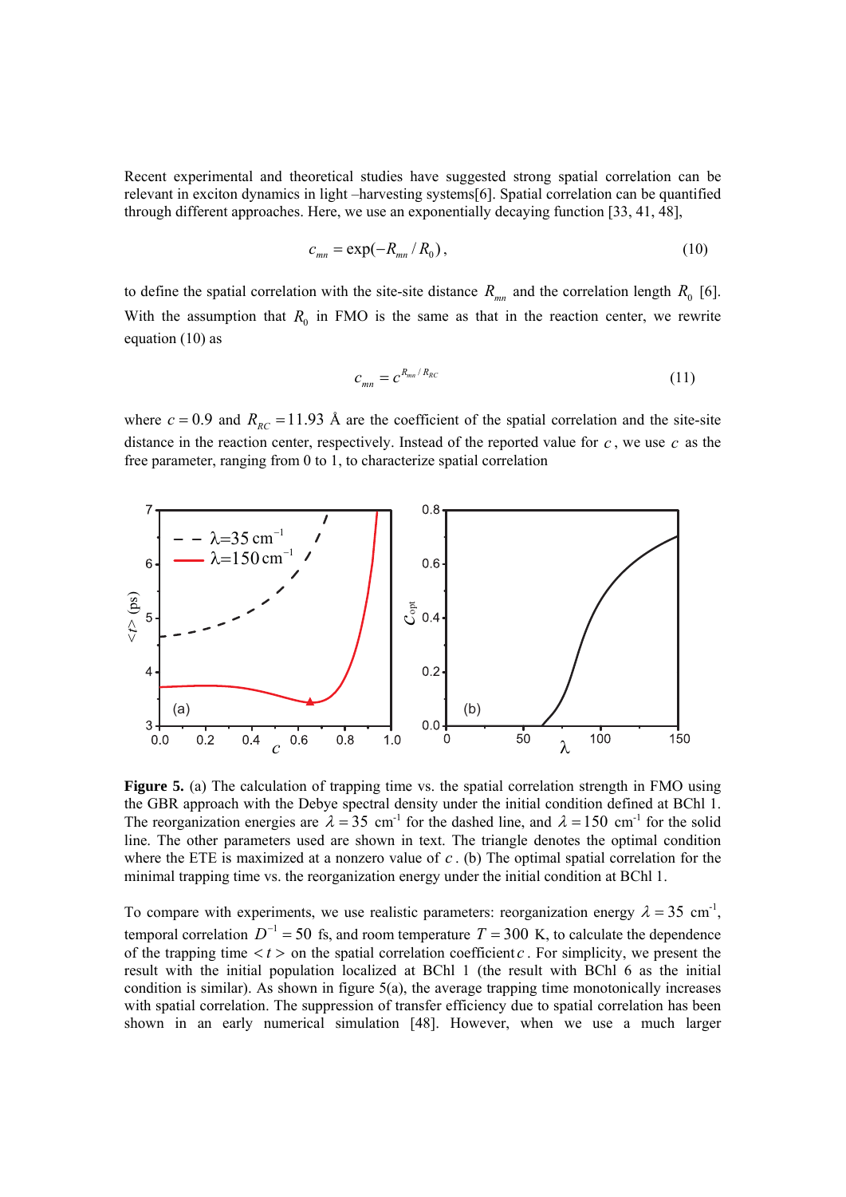Recent experimental and theoretical studies have suggested strong spatial correlation can be relevant in exciton dynamics in light –harvesting systems[6]. Spatial correlation can be quantified through different approaches. Here, we use an exponentially decaying function [33, 41, 48],

$$c_{mn} = \exp(-R_{mn} / R_0)\,, \tag{10}$$

to define the spatial correlation with the site-site distance $R_{mn}$ and the correlation length $R_0$ [6]. With the assumption that $R_0$ in FMO is the same as that in the reaction center, we rewrite equation (10) as

$$c_{mn} = c^{R_{mn} / R_{RC}} \tag{11}$$

where $c = 0.9$ and $R_{RC} = 11.93$ Å are the coefficient of the spatial correlation and the site-site distance in the reaction center, respectively. Instead of the reported value for $c$, we use $c$ as the free parameter, ranging from 0 to 1, to characterize spatial correlation

**Figure 5.** (a) The calculation of trapping time vs. the spatial correlation strength in FMO using the GBR approach with the Debye spectral density under the initial condition defined at BChl 1. The reorganization energies are $\lambda = 35$ cm$^{-1}$ for the dashed line, and $\lambda = 150$ cm$^{-1}$ for the solid line. The other parameters used are shown in text. The triangle denotes the optimal condition where the ETE is maximized at a nonzero value of $c$. (b) The optimal spatial correlation for the minimal trapping time vs. the reorganization energy under the initial condition at BChl 1.

To compare with experiments, we use realistic parameters: reorganization energy $\lambda = 35$ cm$^{-1}$, temporal correlation $D^{-1} = 50$ fs, and room temperature $T = 300$ K, to calculate the dependence of the trapping time $<t>$ on the spatial correlation coefficient $c$. For simplicity, we present the result with the initial population localized at BChl 1 (the result with BChl 6 as the initial condition is similar). As shown in figure 5(a), the average trapping time monotonically increases with spatial correlation. The suppression of transfer efficiency due to spatial correlation has been shown in an early numerical simulation [48]. However, when we use a much larger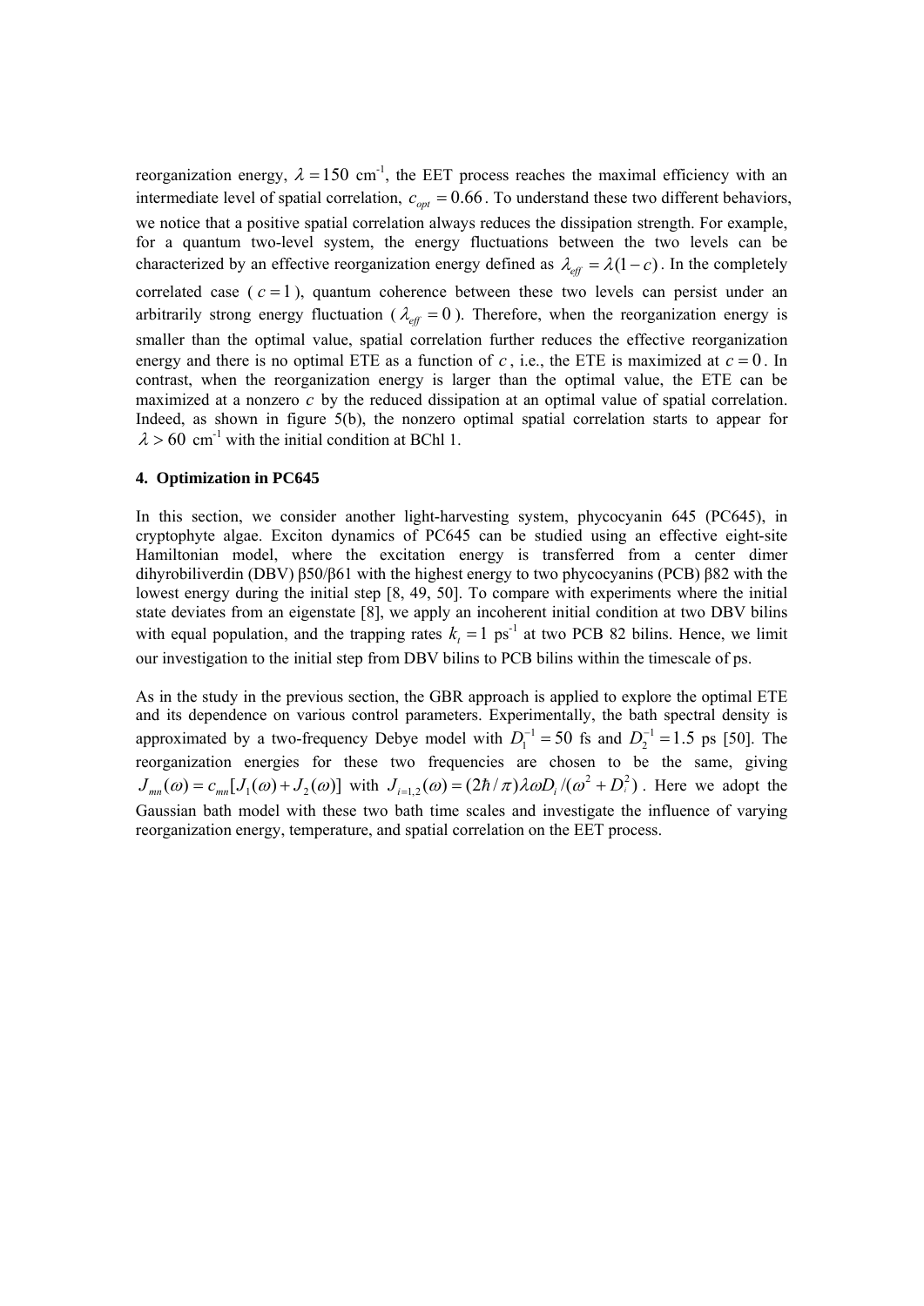reorganization energy, $\lambda = 150$ cm$^{-1}$, the EET process reaches the maximal efficiency with an intermediate level of spatial correlation, $c_{opt} = 0.66$. To understand these two different behaviors, we notice that a positive spatial correlation always reduces the dissipation strength. For example, for a quantum two-level system, the energy fluctuations between the two levels can be characterized by an effective reorganization energy defined as $\lambda_{eff} = \lambda(1-c)$. In the completely correlated case ($c = 1$), quantum coherence between these two levels can persist under an arbitrarily strong energy fluctuation ($\lambda_{eff} = 0$). Therefore, when the reorganization energy is smaller than the optimal value, spatial correlation further reduces the effective reorganization energy and there is no optimal ETE as a function of $c$, i.e., the ETE is maximized at $c = 0$. In contrast, when the reorganization energy is larger than the optimal value, the ETE can be maximized at a nonzero $c$ by the reduced dissipation at an optimal value of spatial correlation. Indeed, as shown in figure 5(b), the nonzero optimal spatial correlation starts to appear for $\lambda > 60$ cm$^{-1}$ with the initial condition at BChl 1.

## 4. Optimization in PC645

In this section, we consider another light-harvesting system, phycocyanin 645 (PC645), in cryptophyte algae. Exciton dynamics of PC645 can be studied using an effective eight-site Hamiltonian model, where the excitation energy is transferred from a center dimer dihyrobiliverdin (DBV) β50/β61 with the highest energy to two phycocyanins (PCB) β82 with the lowest energy during the initial step [8, 49, 50]. To compare with experiments where the initial state deviates from an eigenstate [8], we apply an incoherent initial condition at two DBV bilins with equal population, and the trapping rates $k_t = 1$ ps$^{-1}$ at two PCB 82 bilins. Hence, we limit our investigation to the initial step from DBV bilins to PCB bilins within the timescale of ps.

As in the study in the previous section, the GBR approach is applied to explore the optimal ETE and its dependence on various control parameters. Experimentally, the bath spectral density is approximated by a two-frequency Debye model with $D_1^{-1} = 50$ fs and $D_2^{-1} = 1.5$ ps [50]. The reorganization energies for these two frequencies are chosen to be the same, giving $J_{mn}(\omega) = c_{mn}[J_1(\omega) + J_2(\omega)]$ with $J_{i=1,2}(\omega) = (2\hbar/\pi)\lambda\omega D_i/(\omega^2 + D_i^2)$. Here we adopt the Gaussian bath model with these two bath time scales and investigate the influence of varying reorganization energy, temperature, and spatial correlation on the EET process.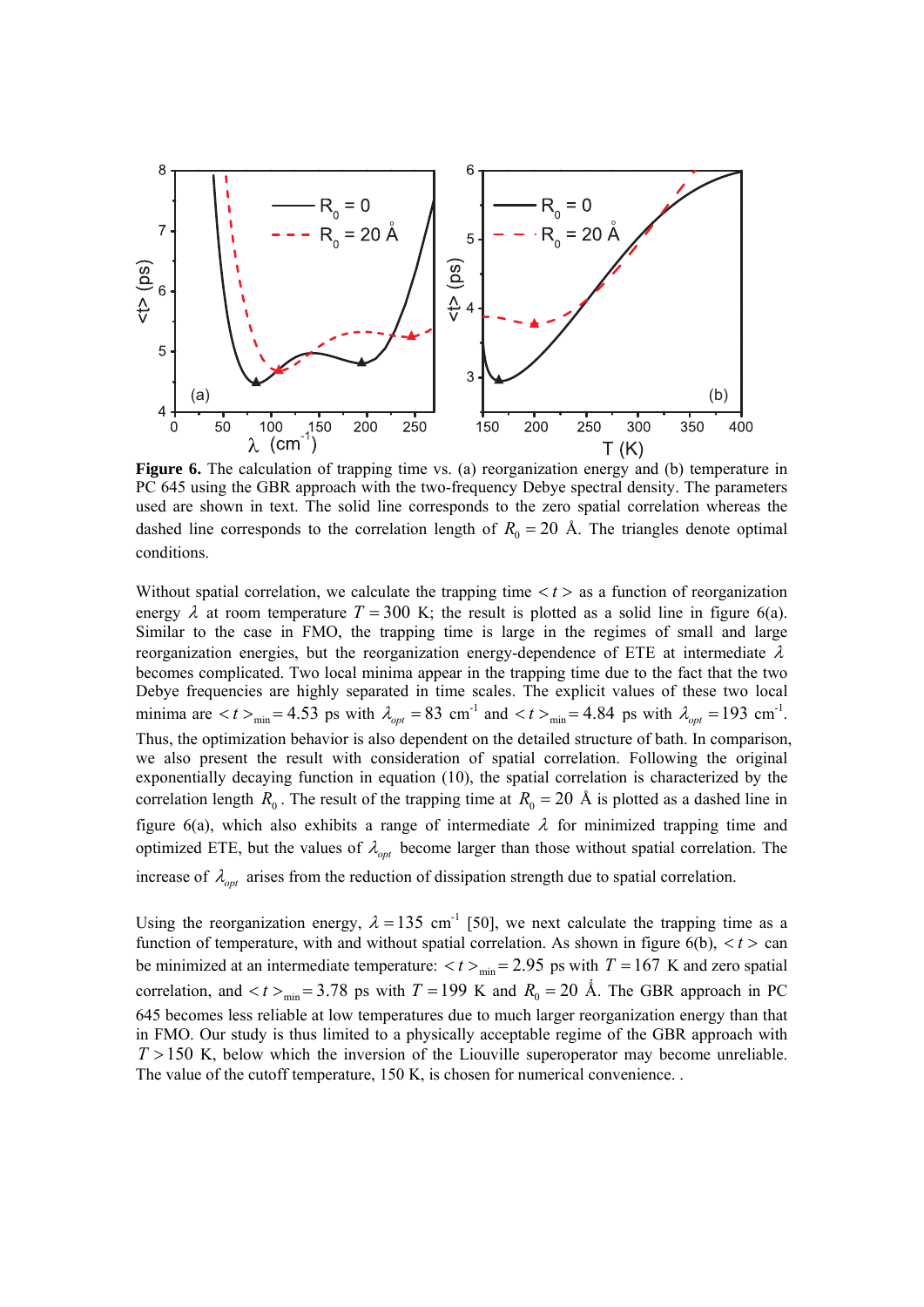**Figure 6.** The calculation of trapping time vs. (a) reorganization energy and (b) temperature in PC 645 using the GBR approach with the two-frequency Debye spectral density. The parameters used are shown in text. The solid line corresponds to the zero spatial correlation whereas the dashed line corresponds to the correlation length of $R_0 = 20$ Å. The triangles denote optimal conditions.

Without spatial correlation, we calculate the trapping time $< t >$ as a function of reorganization energy $\lambda$ at room temperature $T = 300$ K; the result is plotted as a solid line in figure 6(a). Similar to the case in FMO, the trapping time is large in the regimes of small and large reorganization energies, but the reorganization energy-dependence of ETE at intermediate $\lambda$ becomes complicated. Two local minima appear in the trapping time due to the fact that the two Debye frequencies are highly separated in time scales. The explicit values of these two local minima are $< t >_{\min} = 4.53$ ps with $\lambda_{opt} = 83$ cm$^{-1}$ and $< t >_{\min} = 4.84$ ps with $\lambda_{opt} = 193$ cm$^{-1}$. Thus, the optimization behavior is also dependent on the detailed structure of bath. In comparison, we also present the result with consideration of spatial correlation. Following the original exponentially decaying function in equation (10), the spatial correlation is characterized by the correlation length $R_0$. The result of the trapping time at $R_0 = 20$ Å is plotted as a dashed line in figure 6(a), which also exhibits a range of intermediate $\lambda$ for minimized trapping time and optimized ETE, but the values of $\lambda_{opt}$ become larger than those without spatial correlation. The increase of $\lambda_{opt}$ arises from the reduction of dissipation strength due to spatial correlation.

Using the reorganization energy, $\lambda = 135$ cm$^{-1}$ [50], we next calculate the trapping time as a function of temperature, with and without spatial correlation. As shown in figure 6(b), $< t >$ can be minimized at an intermediate temperature: $< t >_{\min} = 2.95$ ps with $T = 167$ K and zero spatial correlation, and $< t >_{\min} = 3.78$ ps with $T = 199$ K and $R_0 = 20$ Å. The GBR approach in PC 645 becomes less reliable at low temperatures due to much larger reorganization energy than that in FMO. Our study is thus limited to a physically acceptable regime of the GBR approach with $T > 150$ K, below which the inversion of the Liouville superoperator may become unreliable. The value of the cutoff temperature, 150 K, is chosen for numerical convenience. .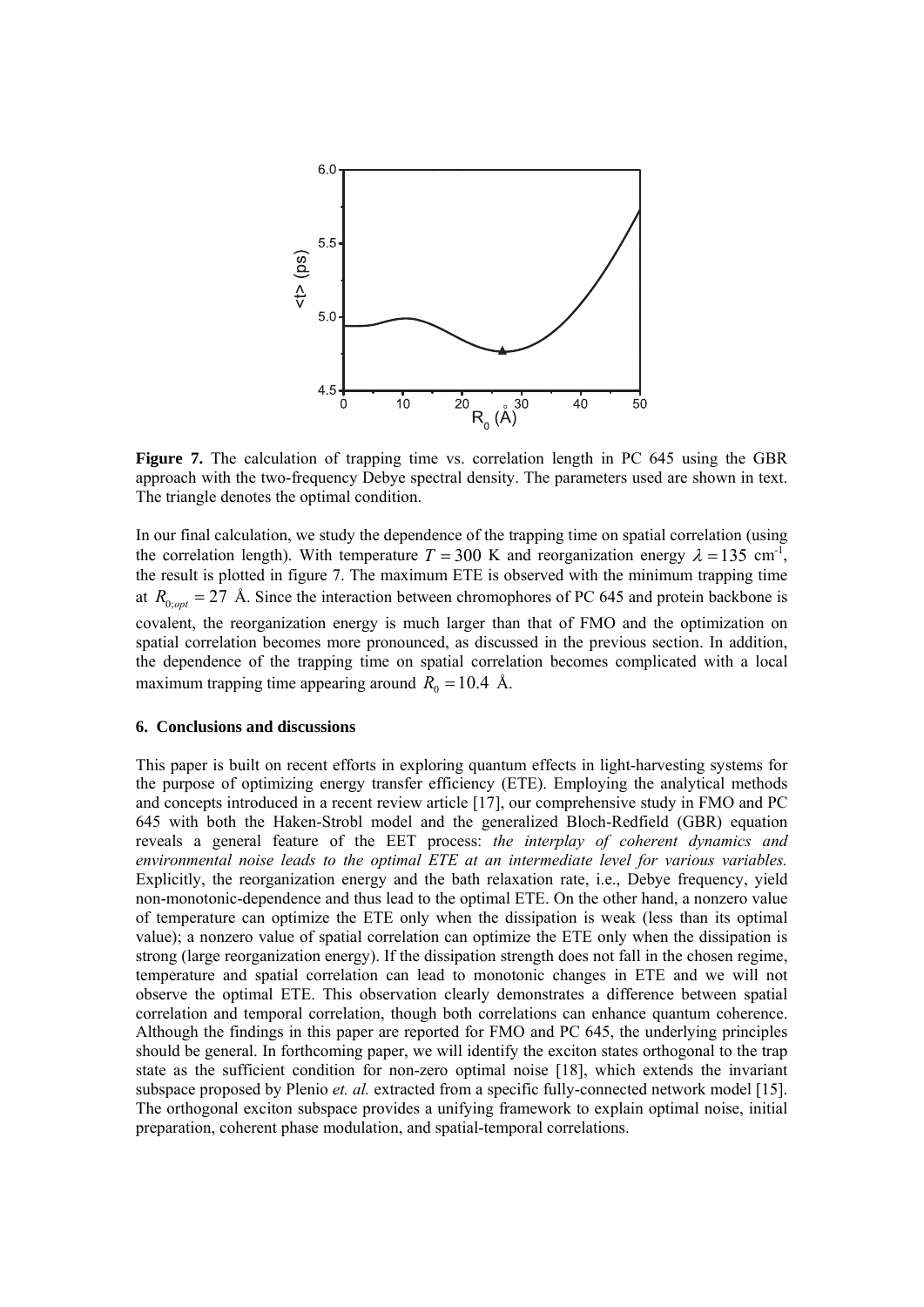**Figure 7.** The calculation of trapping time vs. correlation length in PC 645 using the GBR approach with the two-frequency Debye spectral density. The parameters used are shown in text. The triangle denotes the optimal condition.

In our final calculation, we study the dependence of the trapping time on spatial correlation (using the correlation length). With temperature $T = 300$ K and reorganization energy $\lambda = 135$ cm$^{-1}$, the result is plotted in figure 7. The maximum ETE is observed with the minimum trapping time at $R_{0;opt} = 27$ Å. Since the interaction between chromophores of PC 645 and protein backbone is covalent, the reorganization energy is much larger than that of FMO and the optimization on spatial correlation becomes more pronounced, as discussed in the previous section. In addition, the dependence of the trapping time on spatial correlation becomes complicated with a local maximum trapping time appearing around $R_0 = 10.4$ Å.

## 6. Conclusions and discussions

This paper is built on recent efforts in exploring quantum effects in light-harvesting systems for the purpose of optimizing energy transfer efficiency (ETE). Employing the analytical methods and concepts introduced in a recent review article [17], our comprehensive study in FMO and PC 645 with both the Haken-Strobl model and the generalized Bloch-Redfield (GBR) equation reveals a general feature of the EET process: *the interplay of coherent dynamics and environmental noise leads to the optimal ETE at an intermediate level for various variables.* Explicitly, the reorganization energy and the bath relaxation rate, i.e., Debye frequency, yield non-monotonic-dependence and thus lead to the optimal ETE. On the other hand, a nonzero value of temperature can optimize the ETE only when the dissipation is weak (less than its optimal value); a nonzero value of spatial correlation can optimize the ETE only when the dissipation is strong (large reorganization energy). If the dissipation strength does not fall in the chosen regime, temperature and spatial correlation can lead to monotonic changes in ETE and we will not observe the optimal ETE. This observation clearly demonstrates a difference between spatial correlation and temporal correlation, though both correlations can enhance quantum coherence. Although the findings in this paper are reported for FMO and PC 645, the underlying principles should be general. In forthcoming paper, we will identify the exciton states orthogonal to the trap state as the sufficient condition for non-zero optimal noise [18], which extends the invariant subspace proposed by Plenio *et. al.* extracted from a specific fully-connected network model [15]. The orthogonal exciton subspace provides a unifying framework to explain optimal noise, initial preparation, coherent phase modulation, and spatial-temporal correlations.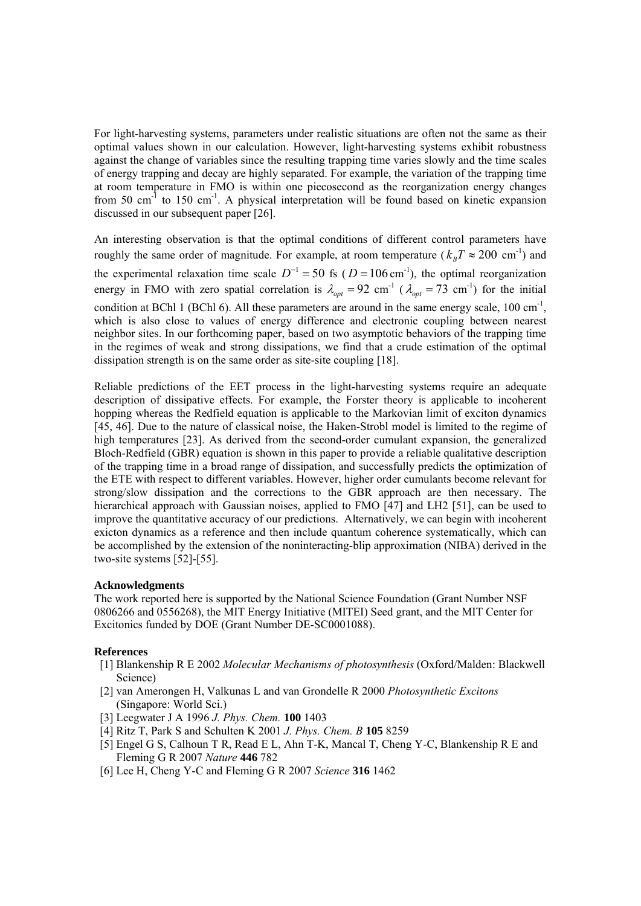For light-harvesting systems, parameters under realistic situations are often not the same as their optimal values shown in our calculation. However, light-harvesting systems exhibit robustness against the change of variables since the resulting trapping time varies slowly and the time scales of energy trapping and decay are highly separated. For example, the variation of the trapping time at room temperature in FMO is within one piecosecond as the reorganization energy changes from 50 cm$^{-1}$ to 150 cm$^{-1}$. A physical interpretation will be found based on kinetic expansion discussed in our subsequent paper [26].

An interesting observation is that the optimal conditions of different control parameters have roughly the same order of magnitude. For example, at room temperature ($k_B T \approx 200$ cm$^{-1}$) and the experimental relaxation time scale $D^{-1} = 50$ fs ($D = 106\,\text{cm}^{-1}$), the optimal reorganization energy in FMO with zero spatial correlation is $\lambda_{opt} = 92$ cm$^{-1}$ ($\lambda_{opt} = 73$ cm$^{-1}$) for the initial condition at BChl 1 (BChl 6). All these parameters are around in the same energy scale, 100 cm$^{-1}$, which is also close to values of energy difference and electronic coupling between nearest neighbor sites. In our forthcoming paper, based on two asymptotic behaviors of the trapping time in the regimes of weak and strong dissipations, we find that a crude estimation of the optimal dissipation strength is on the same order as site-site coupling [18].

Reliable predictions of the EET process in the light-harvesting systems require an adequate description of dissipative effects. For example, the Forster theory is applicable to incoherent hopping whereas the Redfield equation is applicable to the Markovian limit of exciton dynamics [45, 46]. Due to the nature of classical noise, the Haken-Strobl model is limited to the regime of high temperatures [23]. As derived from the second-order cumulant expansion, the generalized Bloch-Redfield (GBR) equation is shown in this paper to provide a reliable qualitative description of the trapping time in a broad range of dissipation, and successfully predicts the optimization of the ETE with respect to different variables. However, higher order cumulants become relevant for strong/slow dissipation and the corrections to the GBR approach are then necessary. The hierarchical approach with Gaussian noises, applied to FMO [47] and LH2 [51], can be used to improve the quantitative accuracy of our predictions. Alternatively, we can begin with incoherent exicton dynamics as a reference and then include quantum coherence systematically, which can be accomplished by the extension of the noninteracting-blip approximation (NIBA) derived in the two-site systems [52]-[55].

**Acknowledgments**

The work reported here is supported by the National Science Foundation (Grant Number NSF 0806266 and 0556268), the MIT Energy Initiative (MITEI) Seed grant, and the MIT Center for Excitonics funded by DOE (Grant Number DE-SC0001088).

**References**

[1] Blankenship R E 2002 *Molecular Mechanisms of photosynthesis* (Oxford/Malden: Blackwell Science)
[2] van Amerongen H, Valkunas L and van Grondelle R 2000 *Photosynthetic Excitons* (Singapore: World Sci.)
[3] Leegwater J A 1996 *J. Phys. Chem.* **100** 1403
[4] Ritz T, Park S and Schulten K 2001 *J. Phys. Chem. B* **105** 8259
[5] Engel G S, Calhoun T R, Read E L, Ahn T-K, Mancal T, Cheng Y-C, Blankenship R E and Fleming G R 2007 *Nature* **446** 782
[6] Lee H, Cheng Y-C and Fleming G R 2007 *Science* **316** 1462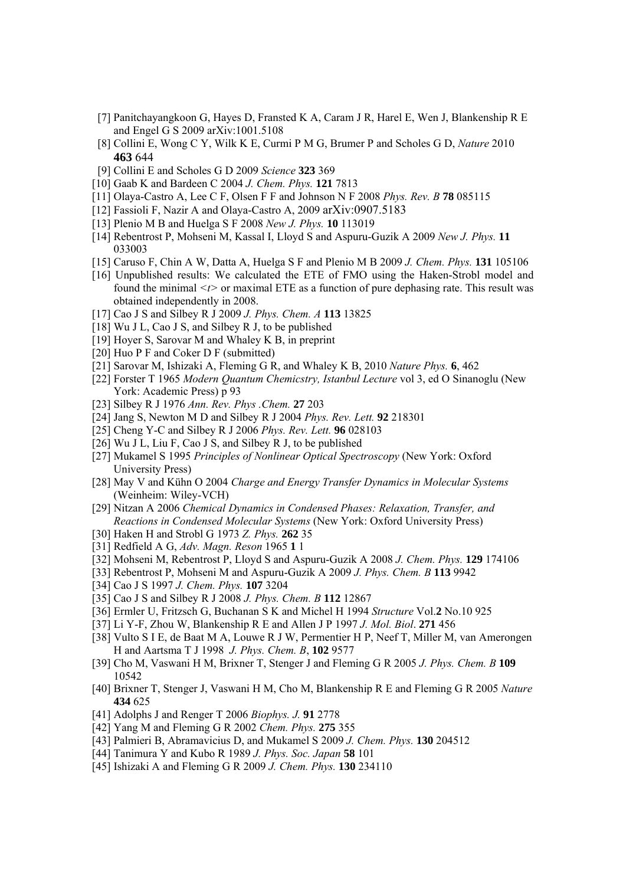[7] Panitchayangkoon G, Hayes D, Fransted K A, Caram J R, Harel E, Wen J, Blankenship R E and Engel G S 2009 arXiv:1001.5108

[8] Collini E, Wong C Y, Wilk K E, Curmi P M G, Brumer P and Scholes G D, *Nature* 2010 **463** 644

[9] Collini E and Scholes G D 2009 *Science* **323** 369

[10] Gaab K and Bardeen C 2004 *J. Chem. Phys.* **121** 7813

[11] Olaya-Castro A, Lee C F, Olsen F F and Johnson N F 2008 *Phys. Rev. B* **78** 085115

[12] Fassioli F, Nazir A and Olaya-Castro A, 2009 arXiv:0907.5183

[13] Plenio M B and Huelga S F 2008 *New J. Phys.* **10** 113019

[14] Rebentrost P, Mohseni M, Kassal I, Lloyd S and Aspuru-Guzik A 2009 *New J. Phys.* **11** 033003

[15] Caruso F, Chin A W, Datta A, Huelga S F and Plenio M B 2009 *J. Chem. Phys.* **131** 105106

[16] Unpublished results: We calculated the ETE of FMO using the Haken-Strobl model and found the minimal $\langle t \rangle$ or maximal ETE as a function of pure dephasing rate. This result was obtained independently in 2008.

[17] Cao J S and Silbey R J 2009 *J. Phys. Chem. A* **113** 13825

[18] Wu J L, Cao J S, and Silbey R J, to be published

[19] Hoyer S, Sarovar M and Whaley K B, in preprint

[20] Huo P F and Coker D F (submitted)

[21] Sarovar M, Ishizaki A, Fleming G R, and Whaley K B, 2010 *Nature Phys.* **6**, 462

[22] Forster T 1965 *Modern Quantum Chemicstry, Istanbul Lecture* vol 3, ed O Sinanoglu (New York: Academic Press) p 93

[23] Silbey R J 1976 *Ann. Rev. Phys .Chem.* **27** 203

[24] Jang S, Newton M D and Silbey R J 2004 *Phys. Rev. Lett.* **92** 218301

[25] Cheng Y-C and Silbey R J 2006 *Phys. Rev. Lett.* **96** 028103

[26] Wu J L, Liu F, Cao J S, and Silbey R J, to be published

[27] Mukamel S 1995 *Principles of Nonlinear Optical Spectroscopy* (New York: Oxford University Press)

[28] May V and Kühn O 2004 *Charge and Energy Transfer Dynamics in Molecular Systems* (Weinheim: Wiley-VCH)

[29] Nitzan A 2006 *Chemical Dynamics in Condensed Phases: Relaxation, Transfer, and Reactions in Condensed Molecular Systems* (New York: Oxford University Press)

[30] Haken H and Strobl G 1973 *Z. Phys.* **262** 35

[31] Redfield A G, *Adv. Magn. Reson* 1965 **1** 1

[32] Mohseni M, Rebentrost P, Lloyd S and Aspuru-Guzik A 2008 *J. Chem. Phys.* **129** 174106

[33] Rebentrost P, Mohseni M and Aspuru-Guzik A 2009 *J. Phys. Chem. B* **113** 9942

[34] Cao J S 1997 *J. Chem. Phys.* **107** 3204

[35] Cao J S and Silbey R J 2008 *J. Phys. Chem. B* **112** 12867

[36] Ermler U, Fritzsch G, Buchanan S K and Michel H 1994 *Structure* Vol.**2** No.10 925

[37] Li Y-F, Zhou W, Blankenship R E and Allen J P 1997 *J. Mol. Biol*. **271** 456

[38] Vulto S I E, de Baat M A, Louwe R J W, Permentier H P, Neef T, Miller M, van Amerongen H and Aartsma T J 1998 *J. Phys. Chem. B*, **102** 9577

[39] Cho M, Vaswani H M, Brixner T, Stenger J and Fleming G R 2005 *J. Phys. Chem. B* **109** 10542

[40] Brixner T, Stenger J, Vaswani H M, Cho M, Blankenship R E and Fleming G R 2005 *Nature* **434** 625

[41] Adolphs J and Renger T 2006 *Biophys. J.* **91** 2778

[42] Yang M and Fleming G R 2002 *Chem. Phys.* **275** 355

[43] Palmieri B, Abramavicius D, and Mukamel S 2009 *J. Chem. Phys.* **130** 204512

[44] Tanimura Y and Kubo R 1989 *J. Phys. Soc. Japan* **58** 101

[45] Ishizaki A and Fleming G R 2009 *J. Chem. Phys.* **130** 234110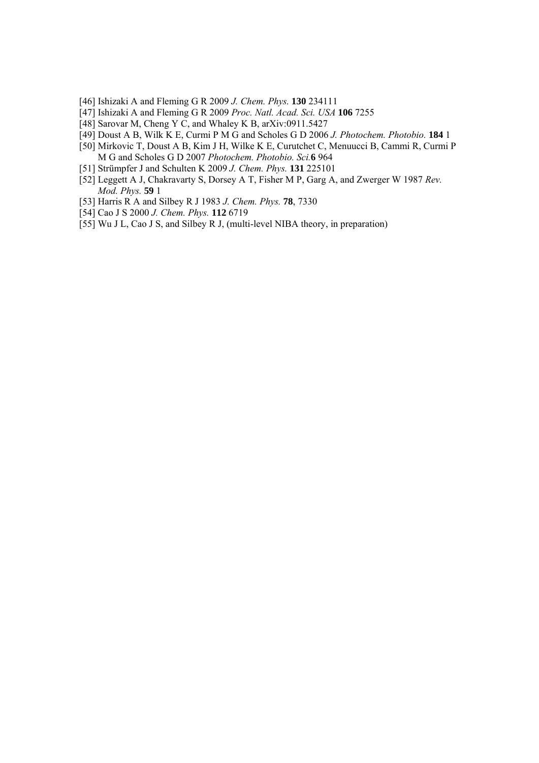[46] Ishizaki A and Fleming G R 2009 *J. Chem. Phys.* **130** 234111

[47] Ishizaki A and Fleming G R 2009 *Proc. Natl. Acad. Sci. USA* **106** 7255

[48] Sarovar M, Cheng Y C, and Whaley K B, arXiv:0911.5427

[49] Doust A B, Wilk K E, Curmi P M G and Scholes G D 2006 *J. Photochem. Photobio.* **184** 1

[50] Mirkovic T, Doust A B, Kim J H, Wilke K E, Curutchet C, Menuucci B, Cammi R, Curmi P M G and Scholes G D 2007 *Photochem. Photobio. Sci.* **6** 964

[51] Strümpfer J and Schulten K 2009 *J. Chem. Phys.* **131** 225101

[52] Leggett A J, Chakravarty S, Dorsey A T, Fisher M P, Garg A, and Zwerger W 1987 *Rev. Mod. Phys.* **59** 1

[53] Harris R A and Silbey R J 1983 *J. Chem. Phys.* **78**, 7330

[54] Cao J S 2000 *J. Chem. Phys.* **112** 6719

[55] Wu J L, Cao J S, and Silbey R J, (multi-level NIBA theory, in preparation)